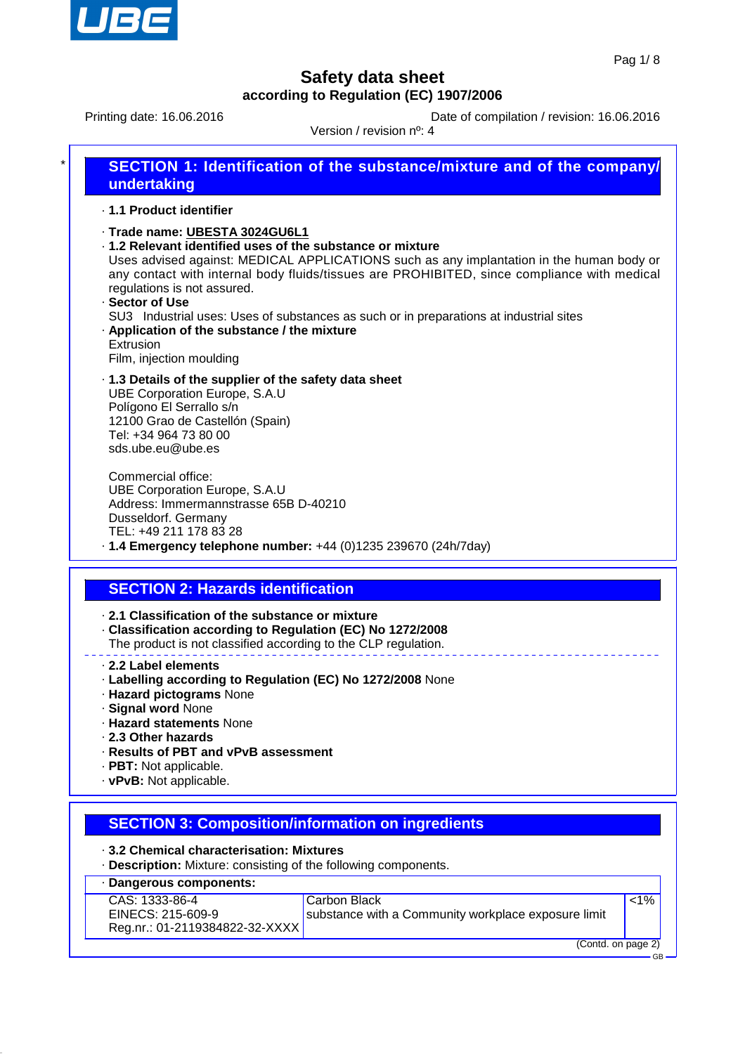# Safety data sheet

**according to Regulation (EC) 1907/2006**

Printing date: 16.06.2016 Date of compilation / revision: 16.06.2016

Version / revision nº: 4

## SECTION 1: Identification of the substance/mixture and of the company/ undertaking

· **1.1 Product identifier**

· **Trade name: UBESTA 3024GU6L1**

· **1.2 Relevant identified uses of the substance or mixture**

Uses advised against: MEDICAL APPLICATIONS such as any implantation in the human body or any contact with internal body fluids/tissues are PROHIBITED, since compliance with medical regulations is not assured.

· **Sector of Use**

SU3 Industrial uses: Uses of substances as such or in preparations at industrial sites

· **Application of the substance / the mixture**

Extrusion

Film, injection moulding

· **1.3 Details of the supplier of the safety data sheet**

UBE Corporation Europe, S.A.U
Polígono El Serrallo s/n
12100 Grao de Castellón (Spain)
Tel: +34 964 73 80 00
sds.ube.eu@ube.es

Commercial office:
UBE Corporation Europe, S.A.U
Address: Immermannstrasse 65B D-40210
Dusseldorf. Germany
TEL: +49 211 178 83 28

· **1.4 Emergency telephone number:** +44 (0)1235 239670 (24h/7day)

## SECTION 2: Hazards identification

· **2.1 Classification of the substance or mixture**

· **Classification according to Regulation (EC) No 1272/2008**

The product is not classified according to the CLP regulation.

· **2.2 Label elements**

· **Labelling according to Regulation (EC) No 1272/2008** None

· **Hazard pictograms** None

· **Signal word** None

· **Hazard statements** None

· **2.3 Other hazards**

· **Results of PBT and vPvB assessment**

· **PBT:** Not applicable.

· **vPvB:** Not applicable.

## SECTION 3: Composition/information on ingredients

· **3.2 Chemical characterisation: Mixtures**

· **Description:** Mixture: consisting of the following components.

| · **Dangerous components:** | | |
|---|---|---|
| CAS: 1333-86-4<br>EINECS: 215-609-9<br>Reg.nr.: 01-2119384822-32-XXXX | Carbon Black<br>substance with a Community workplace exposure limit | <1% |

(Contd. on page 2)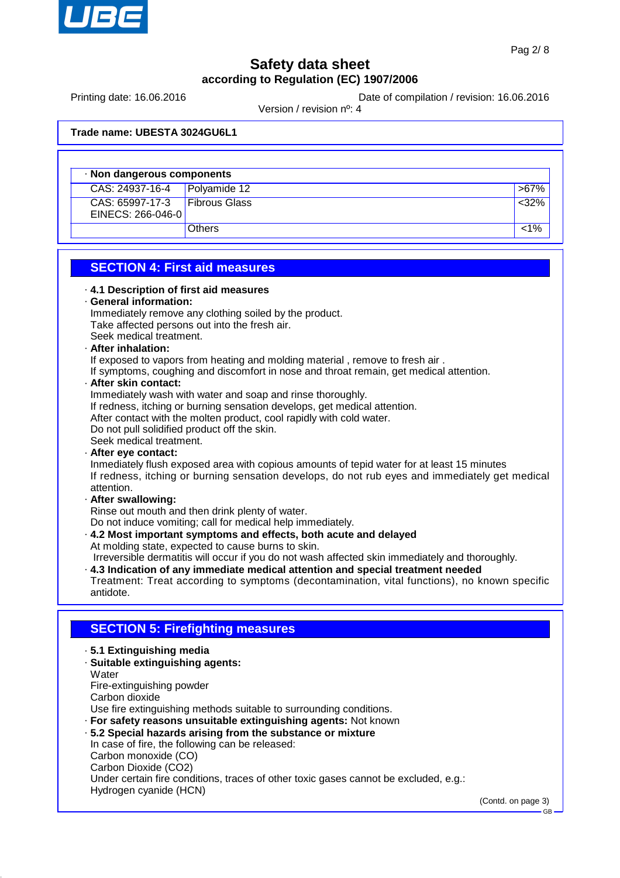**Trade name: UBESTA 3024GU6L1**

| · Non dangerous components | | |
|---|---|---|
| CAS: 24937-16-4 | Polyamide 12 | >67% |
| CAS: 65997-17-3<br>EINECS: 266-046-0 | Fibrous Glass | <32% |
| | Others | <1% |

## SECTION 4: First aid measures

· **4.1 Description of first aid measures**

· **General information:**
Immediately remove any clothing soiled by the product.
Take affected persons out into the fresh air.
Seek medical treatment.

· **After inhalation:**
If exposed to vapors from heating and molding material , remove to fresh air .
If symptoms, coughing and discomfort in nose and throat remain, get medical attention.

· **After skin contact:**
Immediately wash with water and soap and rinse thoroughly.
If redness, itching or burning sensation develops, get medical attention.
After contact with the molten product, cool rapidly with cold water.
Do not pull solidified product off the skin.
Seek medical treatment.

· **After eye contact:**
Inmediately flush exposed area with copious amounts of tepid water for at least 15 minutes
If redness, itching or burning sensation develops, do not rub eyes and immediately get medical attention.

· **After swallowing:**
Rinse out mouth and then drink plenty of water.
Do not induce vomiting; call for medical help immediately.

· **4.2 Most important symptoms and effects, both acute and delayed**
At molding state, expected to cause burns to skin.
Irreversible dermatitis will occur if you do not wash affected skin immediately and thoroughly.

· **4.3 Indication of any immediate medical attention and special treatment needed**
Treatment: Treat according to symptoms (decontamination, vital functions), no known specific antidote.

## SECTION 5: Firefighting measures

· **5.1 Extinguishing media**

· **Suitable extinguishing agents:**
Water
Fire-extinguishing powder
Carbon dioxide
Use fire extinguishing methods suitable to surrounding conditions.

· **For safety reasons unsuitable extinguishing agents:** Not known

· **5.2 Special hazards arising from the substance or mixture**
In case of fire, the following can be released:
Carbon monoxide (CO)
Carbon Dioxide ($CO_2$)
Under certain fire conditions, traces of other toxic gases cannot be excluded, e.g.:
Hydrogen cyanide (HCN)

(Contd. on page 3)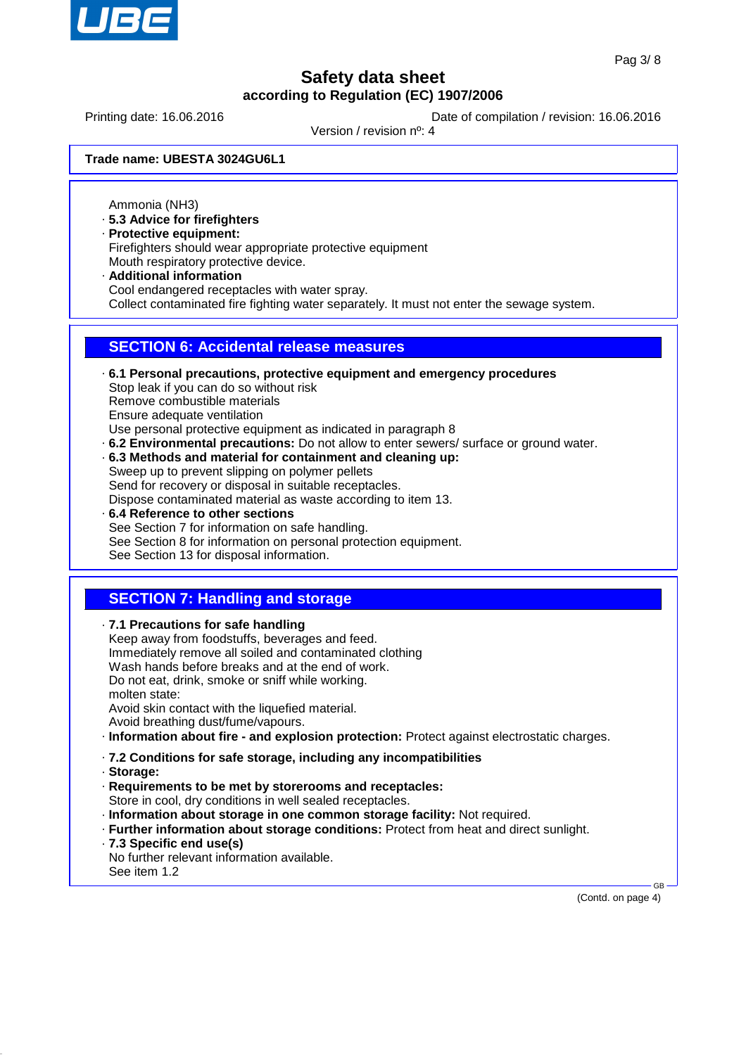Trade name: UBESTA 3024GU6L1

Ammonia ($NH_3$)

- **5.3 Advice for firefighters**
- **Protective equipment:**
  Firefighters should wear appropriate protective equipment
  Mouth respiratory protective device.
- **Additional information**
  Cool endangered receptacles with water spray.
  Collect contaminated fire fighting water separately. It must not enter the sewage system.

## SECTION 6: Accidental release measures

- **6.1 Personal precautions, protective equipment and emergency procedures**
  Stop leak if you can do so without risk
  Remove combustible materials
  Ensure adequate ventilation
  Use personal protective equipment as indicated in paragraph 8
- **6.2 Environmental precautions:** Do not allow to enter sewers/ surface or ground water.
- **6.3 Methods and material for containment and cleaning up:**
  Sweep up to prevent slipping on polymer pellets
  Send for recovery or disposal in suitable receptacles.
  Dispose contaminated material as waste according to item 13.
- **6.4 Reference to other sections**
  See Section 7 for information on safe handling.
  See Section 8 for information on personal protection equipment.
  See Section 13 for disposal information.

## SECTION 7: Handling and storage

- **7.1 Precautions for safe handling**
  Keep away from foodstuffs, beverages and feed.
  Immediately remove all soiled and contaminated clothing
  Wash hands before breaks and at the end of work.
  Do not eat, drink, smoke or sniff while working.
  molten state:
  Avoid skin contact with the liquefied material.
  Avoid breathing dust/fume/vapours.
- **Information about fire - and explosion protection:** Protect against electrostatic charges.
- **7.2 Conditions for safe storage, including any incompatibilities**
- **Storage:**
- **Requirements to be met by storerooms and receptacles:**
  Store in cool, dry conditions in well sealed receptacles.
- **Information about storage in one common storage facility:** Not required.
- **Further information about storage conditions:** Protect from heat and direct sunlight.
- **7.3 Specific end use(s)**
  No further relevant information available.
  See item 1.2

(Contd. on page 4)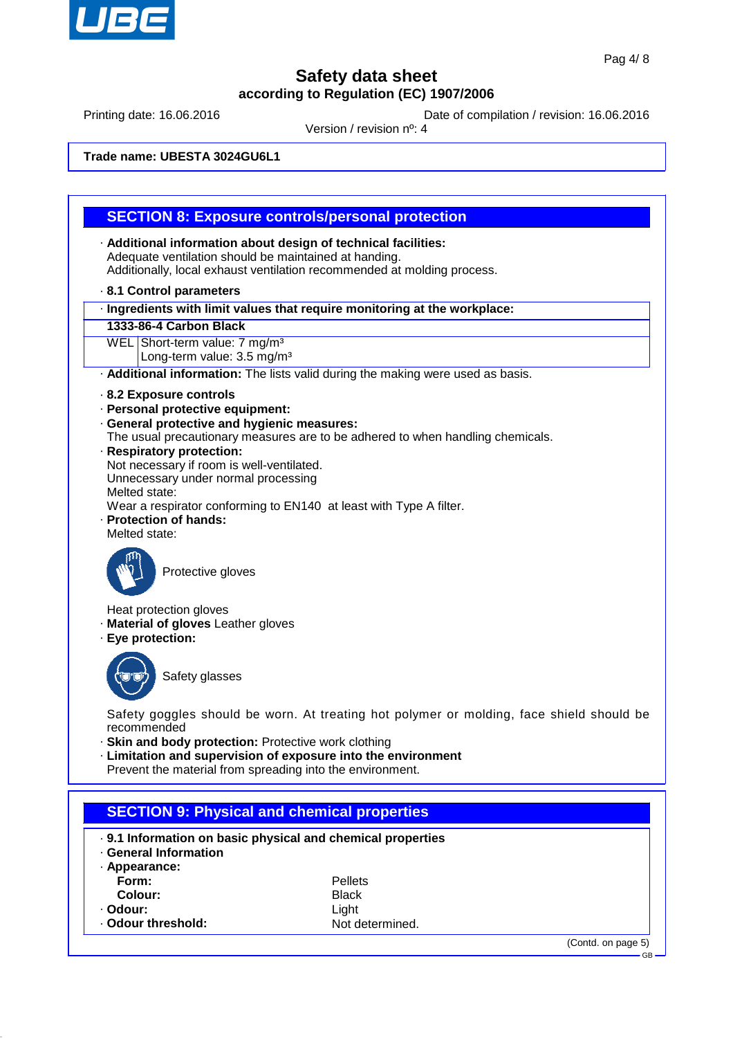**Safety data sheet**
**according to Regulation (EC) 1907/2006**

Printing date: 16.06.2016 | Date of compilation / revision: 16.06.2016
Version / revision nº: 4

**Trade name: UBESTA 3024GU6L1**

## SECTION 8: Exposure controls/personal protection

· **Additional information about design of technical facilities:**
Adequate ventilation should be maintained at handing.
Additionally, local exhaust ventilation recommended at molding process.

· **8.1 Control parameters**

| · **Ingredients with limit values that require monitoring at the workplace:** | |
|---|---|
| **1333-86-4 Carbon Black** | |
| WEL | Short-term value: 7 mg/m³<br>Long-term value: 3.5 mg/m³ |

· **Additional information:** The lists valid during the making were used as basis.

· **8.2 Exposure controls**
· **Personal protective equipment:**
· **General protective and hygienic measures:**
The usual precautionary measures are to be adhered to when handling chemicals.
· **Respiratory protection:**
Not necessary if room is well-ventilated.
Unnecessary under normal processing
Melted state:
Wear a respirator conforming to EN140 at least with Type A filter.
· **Protection of hands:**
Melted state:

Protective gloves

Heat protection gloves
· **Material of gloves** Leather gloves
· **Eye protection:**

Safety glasses

Safety goggles should be worn. At treating hot polymer or molding, face shield should be recommended
· **Skin and body protection:** Protective work clothing
· **Limitation and supervision of exposure into the environment**
Prevent the material from spreading into the environment.

## SECTION 9: Physical and chemical properties

· **9.1 Information on basic physical and chemical properties**
· **General Information**
· **Appearance:**

| | |
|---|---|
| **Form:** | Pellets |
| **Colour:** | Black |
| · **Odour:** | Light |
| · **Odour threshold:** | Not determined. |

(Contd. on page 5)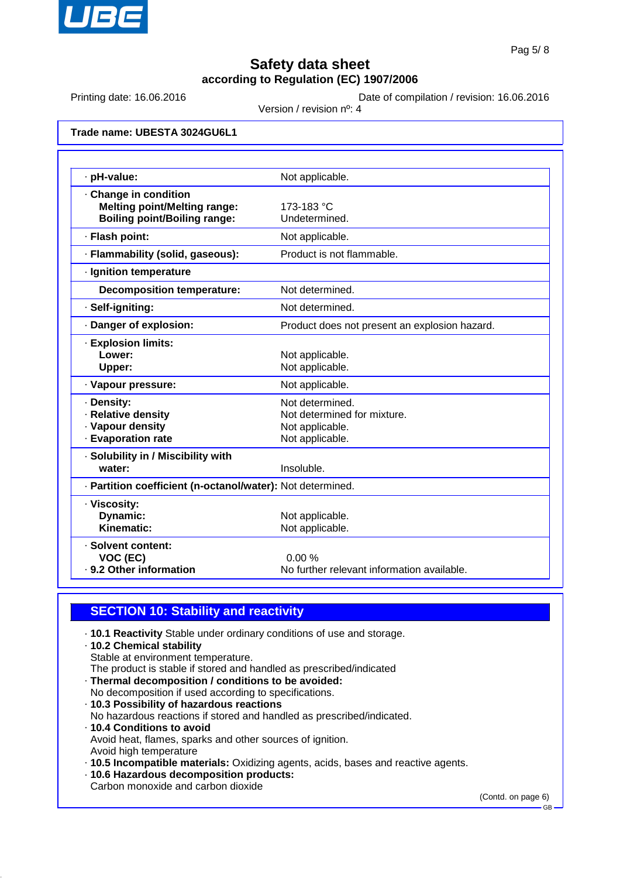**Trade name: UBESTA 3024GU6L1**

| | |
|---|---|
| · **pH-value:** | Not applicable. |
| · **Change in condition** | |
| **Melting point/Melting range:** | 173-183 °C |
| **Boiling point/Boiling range:** | Undetermined. |
| · **Flash point:** | Not applicable. |
| · **Flammability (solid, gaseous):** | Product is not flammable. |
| · **Ignition temperature** | |
| **Decomposition temperature:** | Not determined. |
| · **Self-igniting:** | Not determined. |
| · **Danger of explosion:** | Product does not present an explosion hazard. |
| · **Explosion limits:** | |
| **Lower:** | Not applicable. |
| **Upper:** | Not applicable. |
| · **Vapour pressure:** | Not applicable. |
| · **Density:** | Not determined. |
| · **Relative density** | Not determined for mixture. |
| · **Vapour density** | Not applicable. |
| · **Evaporation rate** | Not applicable. |
| · **Solubility in / Miscibility with water:** | Insoluble. |
| · **Partition coefficient (n-octanol/water):** | Not determined. |
| · **Viscosity:** | |
| **Dynamic:** | Not applicable. |
| **Kinematic:** | Not applicable. |
| · **Solvent content:** | |
| **VOC (EC)** | 0.00 % |
| · **9.2 Other information** | No further relevant information available. |

## SECTION 10: Stability and reactivity

· **10.1 Reactivity** Stable under ordinary conditions of use and storage.

· **10.2 Chemical stability**
Stable at environment temperature.
The product is stable if stored and handled as prescribed/indicated

· **Thermal decomposition / conditions to be avoided:**
No decomposition if used according to specifications.

· **10.3 Possibility of hazardous reactions**
No hazardous reactions if stored and handled as prescribed/indicated.

· **10.4 Conditions to avoid**
Avoid heat, flames, sparks and other sources of ignition.
Avoid high temperature

· **10.5 Incompatible materials:** Oxidizing agents, acids, bases and reactive agents.

· **10.6 Hazardous decomposition products:**
Carbon monoxide and carbon dioxide

(Contd. on page 6)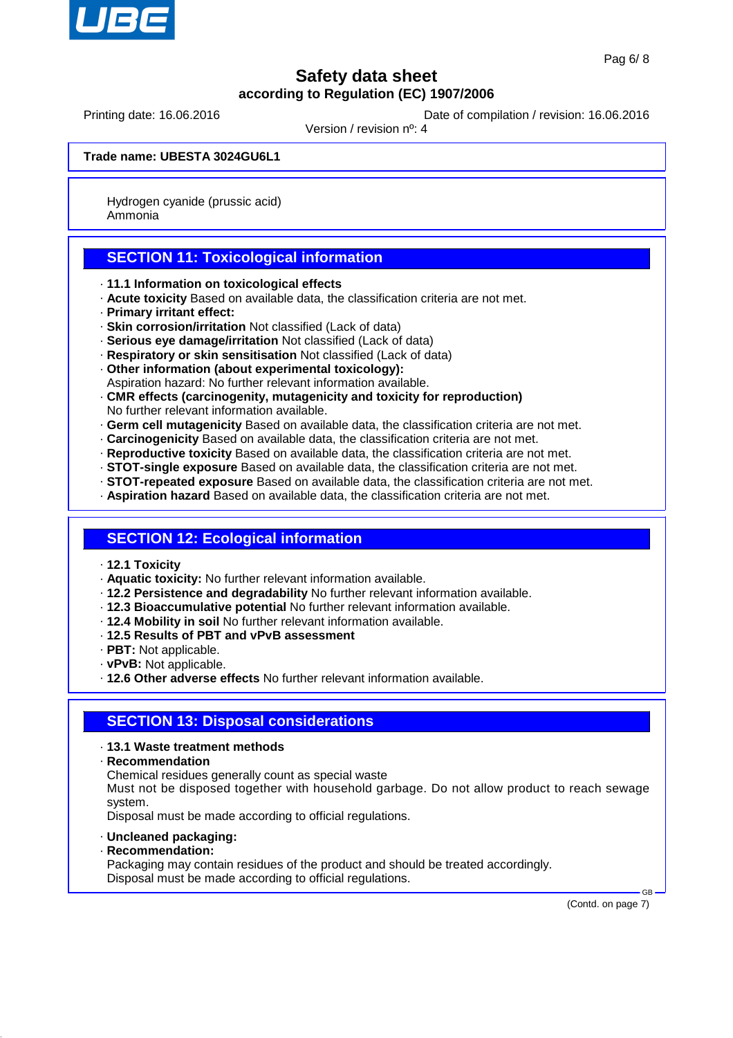Hydrogen cyanide (prussic acid)
Ammonia

## SECTION 11: Toxicological information

- **11.1 Information on toxicological effects**
- **Acute toxicity** Based on available data, the classification criteria are not met.
- **Primary irritant effect:**
- **Skin corrosion/irritation** Not classified (Lack of data)
- **Serious eye damage/irritation** Not classified (Lack of data)
- **Respiratory or skin sensitisation** Not classified (Lack of data)
- **Other information (about experimental toxicology):**
  Aspiration hazard: No further relevant information available.
- **CMR effects (carcinogenity, mutagenicity and toxicity for reproduction)**
  No further relevant information available.
- **Germ cell mutagenicity** Based on available data, the classification criteria are not met.
- **Carcinogenicity** Based on available data, the classification criteria are not met.
- **Reproductive toxicity** Based on available data, the classification criteria are not met.
- **STOT-single exposure** Based on available data, the classification criteria are not met.
- **STOT-repeated exposure** Based on available data, the classification criteria are not met.
- **Aspiration hazard** Based on available data, the classification criteria are not met.

## SECTION 12: Ecological information

- **12.1 Toxicity**
- **Aquatic toxicity:** No further relevant information available.
- **12.2 Persistence and degradability** No further relevant information available.
- **12.3 Bioaccumulative potential** No further relevant information available.
- **12.4 Mobility in soil** No further relevant information available.
- **12.5 Results of PBT and vPvB assessment**
- **PBT:** Not applicable.
- **vPvB:** Not applicable.
- **12.6 Other adverse effects** No further relevant information available.

## SECTION 13: Disposal considerations

- **13.1 Waste treatment methods**
- **Recommendation**
  Chemical residues generally count as special waste
  Must not be disposed together with household garbage. Do not allow product to reach sewage system.
  Disposal must be made according to official regulations.

- **Uncleaned packaging:**
- **Recommendation:**
  Packaging may contain residues of the product and should be treated accordingly.
  Disposal must be made according to official regulations.

(Contd. on page 7)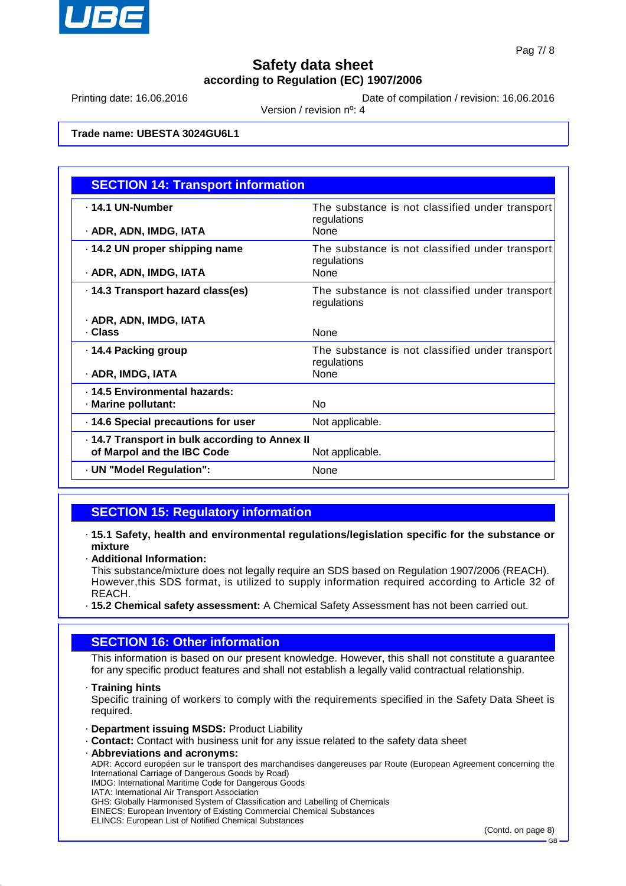Trade name: **UBESTA 3024GU6L1**

## SECTION 14: Transport information

| | |
|---|---|
| · **14.1 UN-Number** | The substance is not classified under transport regulations |
| · **ADR, ADN, IMDG, IATA** | None |
| · **14.2 UN proper shipping name** | The substance is not classified under transport regulations |
| · **ADR, ADN, IMDG, IATA** | None |
| · **14.3 Transport hazard class(es)** | The substance is not classified under transport regulations |
| · **ADR, ADN, IMDG, IATA** | |
| · **Class** | None |
| · **14.4 Packing group** | The substance is not classified under transport regulations |
| · **ADR, IMDG, IATA** | None |
| · **14.5 Environmental hazards:** | |
| · **Marine pollutant:** | No |
| · **14.6 Special precautions for user** | Not applicable. |
| · **14.7 Transport in bulk according to Annex II of Marpol and the IBC Code** | Not applicable. |
| · **UN "Model Regulation":** | None |

## SECTION 15: Regulatory information

· **15.1 Safety, health and environmental regulations/legislation specific for the substance or mixture**

· **Additional Information:**
This substance/mixture does not legally require an SDS based on Regulation 1907/2006 (REACH). However,this SDS format, is utilized to supply information required according to Article 32 of REACH.

· **15.2 Chemical safety assessment:** A Chemical Safety Assessment has not been carried out.

## SECTION 16: Other information

This information is based on our present knowledge. However, this shall not constitute a guarantee for any specific product features and shall not establish a legally valid contractual relationship.

· **Training hints**
Specific training of workers to comply with the requirements specified in the Safety Data Sheet is required.

· **Department issuing MSDS:** Product Liability
· **Contact:** Contact with business unit for any issue related to the safety data sheet
· **Abbreviations and acronyms:**
ADR: Accord européen sur le transport des marchandises dangereuses par Route (European Agreement concerning the International Carriage of Dangerous Goods by Road)
IMDG: International Maritime Code for Dangerous Goods
IATA: International Air Transport Association
GHS: Globally Harmonised System of Classification and Labelling of Chemicals
EINECS: European Inventory of Existing Commercial Chemical Substances
ELINCS: European List of Notified Chemical Substances

(Contd. on page 8)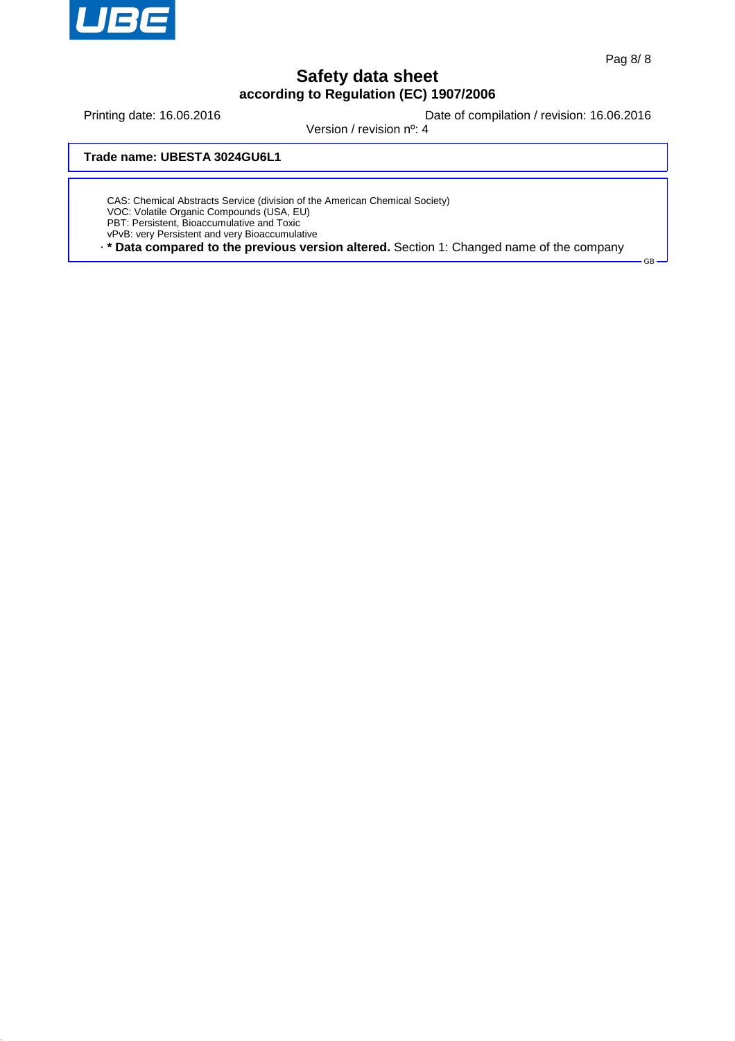CAS: Chemical Abstracts Service (division of the American Chemical Society)
VOC: Volatile Organic Compounds (USA, EU)
PBT: Persistent, Bioaccumulative and Toxic
vPvB: very Persistent and very Bioaccumulative

· **\* Data compared to the previous version altered.** Section 1: Changed name of the company